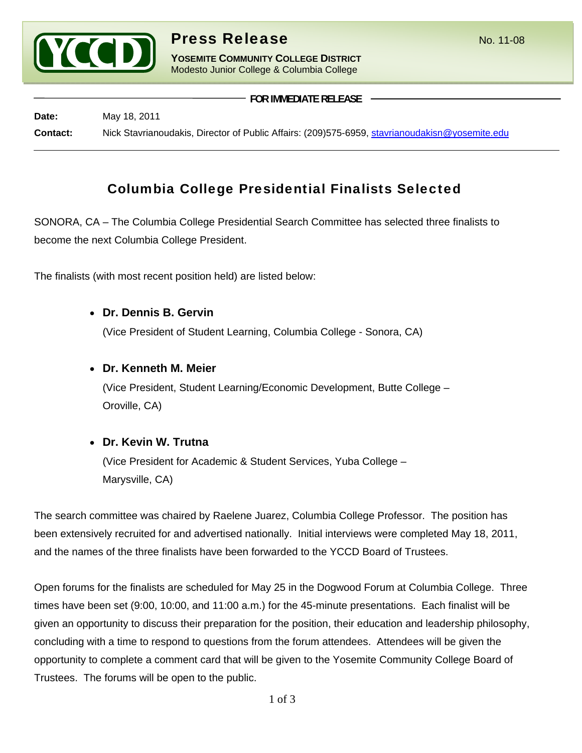**YCCD**

# Press Release

No. 11-08

**YOSEMITE COMMUNITY COLLEGE DISTRICT**
Modesto Junior College & Columbia College

**FOR IMMEDIATE RELEASE**

**Date:** May 18, 2011

**Contact:** Nick Stavrianoudakis, Director of Public Affairs: (209)575-6959, stavrianoudakisn@yosemite.edu

## Columbia College Presidential Finalists Selected

SONORA, CA – The Columbia College Presidential Search Committee has selected three finalists to become the next Columbia College President.

The finalists (with most recent position held) are listed below:

- **Dr. Dennis B. Gervin**
  (Vice President of Student Learning, Columbia College - Sonora, CA)

- **Dr. Kenneth M. Meier**
  (Vice President, Student Learning/Economic Development, Butte College – Oroville, CA)

- **Dr. Kevin W. Trutna**
  (Vice President for Academic & Student Services, Yuba College – Marysville, CA)

The search committee was chaired by Raelene Juarez, Columbia College Professor. The position has been extensively recruited for and advertised nationally. Initial interviews were completed May 18, 2011, and the names of the three finalists have been forwarded to the YCCD Board of Trustees.

Open forums for the finalists are scheduled for May 25 in the Dogwood Forum at Columbia College. Three times have been set (9:00, 10:00, and 11:00 a.m.) for the 45-minute presentations. Each finalist will be given an opportunity to discuss their preparation for the position, their education and leadership philosophy, concluding with a time to respond to questions from the forum attendees. Attendees will be given the opportunity to complete a comment card that will be given to the Yosemite Community College Board of Trustees. The forums will be open to the public.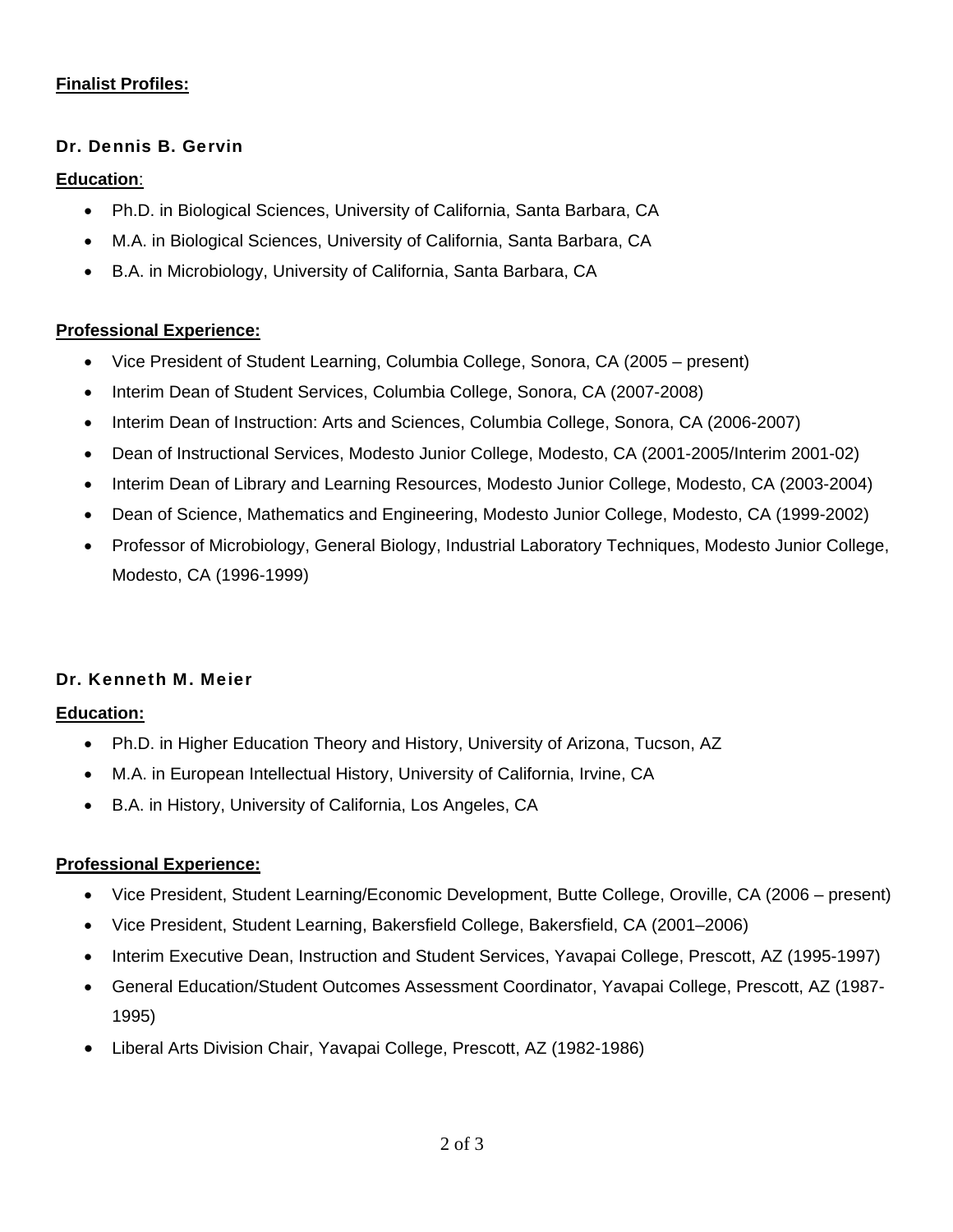**Finalist Profiles:**

### Dr. Dennis B. Gervin

**Education**:

- Ph.D. in Biological Sciences, University of California, Santa Barbara, CA
- M.A. in Biological Sciences, University of California, Santa Barbara, CA
- B.A. in Microbiology, University of California, Santa Barbara, CA

**Professional Experience:**

- Vice President of Student Learning, Columbia College, Sonora, CA (2005 – present)
- Interim Dean of Student Services, Columbia College, Sonora, CA (2007-2008)
- Interim Dean of Instruction: Arts and Sciences, Columbia College, Sonora, CA (2006-2007)
- Dean of Instructional Services, Modesto Junior College, Modesto, CA (2001-2005/Interim 2001-02)
- Interim Dean of Library and Learning Resources, Modesto Junior College, Modesto, CA (2003-2004)
- Dean of Science, Mathematics and Engineering, Modesto Junior College, Modesto, CA (1999-2002)
- Professor of Microbiology, General Biology, Industrial Laboratory Techniques, Modesto Junior College, Modesto, CA (1996-1999)

### Dr. Kenneth M. Meier

**Education:**

- Ph.D. in Higher Education Theory and History, University of Arizona, Tucson, AZ
- M.A. in European Intellectual History, University of California, Irvine, CA
- B.A. in History, University of California, Los Angeles, CA

**Professional Experience:**

- Vice President, Student Learning/Economic Development, Butte College, Oroville, CA (2006 – present)
- Vice President, Student Learning, Bakersfield College, Bakersfield, CA (2001–2006)
- Interim Executive Dean, Instruction and Student Services, Yavapai College, Prescott, AZ (1995-1997)
- General Education/Student Outcomes Assessment Coordinator, Yavapai College, Prescott, AZ (1987-1995)
- Liberal Arts Division Chair, Yavapai College, Prescott, AZ (1982-1986)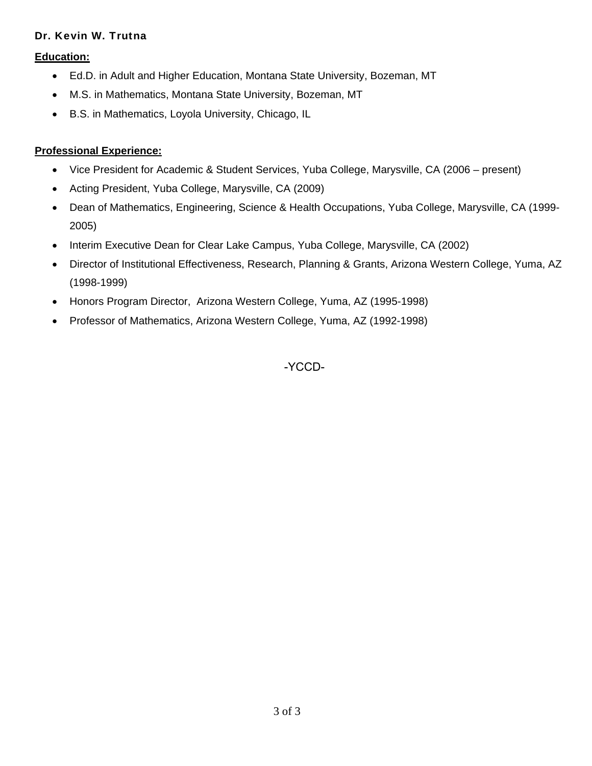**Dr. Kevin W. Trutna**

**Education:**

- Ed.D. in Adult and Higher Education, Montana State University, Bozeman, MT
- M.S. in Mathematics, Montana State University, Bozeman, MT
- B.S. in Mathematics, Loyola University, Chicago, IL

**Professional Experience:**

- Vice President for Academic & Student Services, Yuba College, Marysville, CA (2006 – present)
- Acting President, Yuba College, Marysville, CA (2009)
- Dean of Mathematics, Engineering, Science & Health Occupations, Yuba College, Marysville, CA (1999-2005)
- Interim Executive Dean for Clear Lake Campus, Yuba College, Marysville, CA (2002)
- Director of Institutional Effectiveness, Research, Planning & Grants, Arizona Western College, Yuma, AZ (1998-1999)
- Honors Program Director, Arizona Western College, Yuma, AZ (1995-1998)
- Professor of Mathematics, Arizona Western College, Yuma, AZ (1992-1998)

-YCCD-